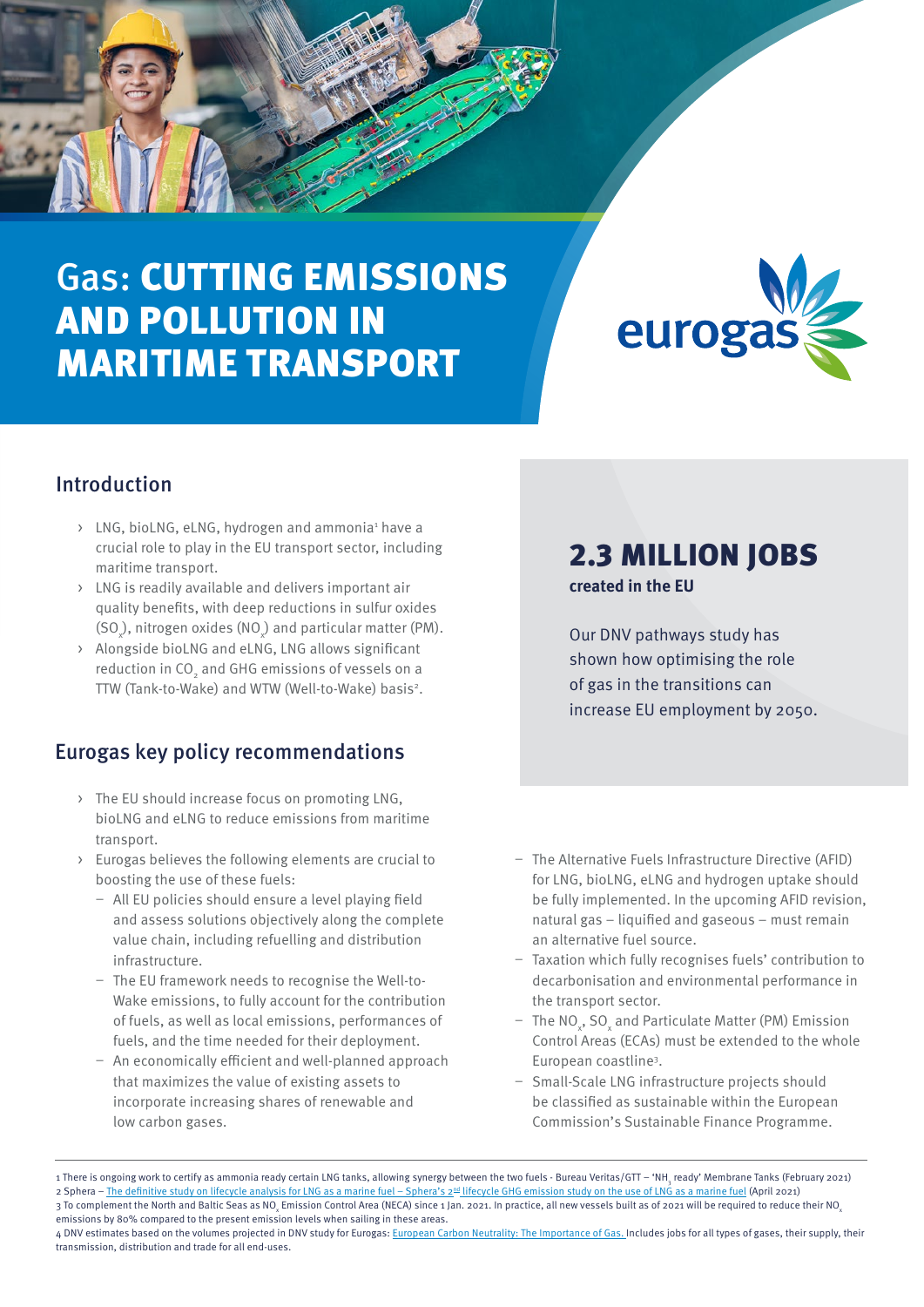# Gas: **CUTTING EMISSIONS AND POLLUTION IN MARITIME TRANSPORT**

eurogas

## Introduction

- LNG, bioLNG, eLNG, hydrogen and ammonia[1] have a crucial role to play in the EU transport sector, including maritime transport.
- LNG is readily available and delivers important air quality benefits, with deep reductions in sulfur oxides ($SO_x$), nitrogen oxides ($NO_x$) and particular matter (PM).
- Alongside bioLNG and eLNG, LNG allows significant reduction in $CO_2$ and GHG emissions of vessels on a TTW (Tank-to-Wake) and WTW (Well-to-Wake) basis[2].

## **2.3 MILLION JOBS**

**created in the EU**

Our DNV pathways study has shown how optimising the role of gas in the transitions can increase EU employment by 2050.

## Eurogas key policy recommendations

- The EU should increase focus on promoting LNG, bioLNG and eLNG to reduce emissions from maritime transport.
- Eurogas believes the following elements are crucial to boosting the use of these fuels:
  - All EU policies should ensure a level playing field and assess solutions objectively along the complete value chain, including refuelling and distribution infrastructure.
  - The EU framework needs to recognise the Well-to-Wake emissions, to fully account for the contribution of fuels, as well as local emissions, performances of fuels, and the time needed for their deployment.
  - An economically efficient and well-planned approach that maximizes the value of existing assets to incorporate increasing shares of renewable and low carbon gases.
  - The Alternative Fuels Infrastructure Directive (AFID) for LNG, bioLNG, eLNG and hydrogen uptake should be fully implemented. In the upcoming AFID revision, natural gas – liquified and gaseous – must remain an alternative fuel source.
  - Taxation which fully recognises fuels' contribution to decarbonisation and environmental performance in the transport sector.
  - The $NO_x$, $SO_x$ and Particulate Matter (PM) Emission Control Areas (ECAs) must be extended to the whole European coastline[3].
  - Small-Scale LNG infrastructure projects should be classified as sustainable within the European Commission's Sustainable Finance Programme.

---

1 There is ongoing work to certify as ammonia ready certain LNG tanks, allowing synergy between the two fuels - Bureau Veritas/GTT – '$NH_3$ ready' Membrane Tanks (February 2021)

2 Sphera – The definitive study on lifecycle analysis for LNG as a marine fuel – Sphera's 2nd lifecycle GHG emission study on the use of LNG as a marine fuel (April 2021)

3 To complement the North and Baltic Seas as $NO_x$ Emission Control Area (NECA) since 1 Jan. 2021. In practice, all new vessels built as of 2021 will be required to reduce their $NO_x$ emissions by 80% compared to the present emission levels when sailing in these areas.

4 DNV estimates based on the volumes projected in DNV study for Eurogas: European Carbon Neutrality: The Importance of Gas. Includes jobs for all types of gases, their supply, their transmission, distribution and trade for all end-uses.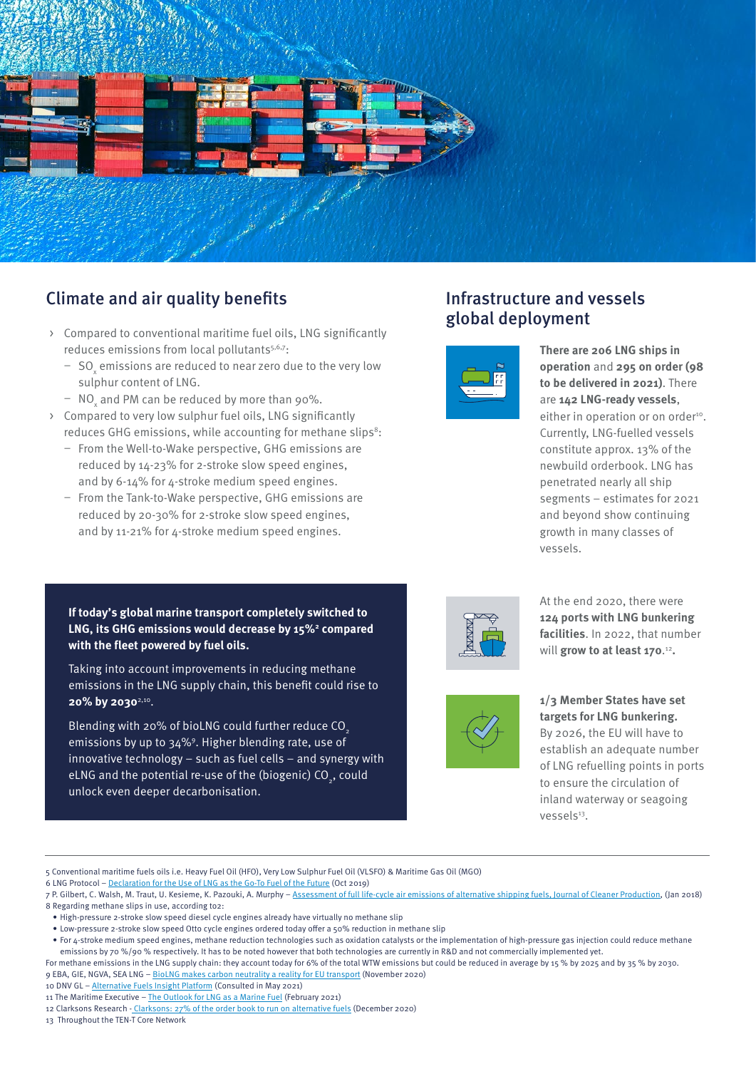## Climate and air quality benefits

- Compared to conventional maritime fuel oils, LNG significantly reduces emissions from local pollutants[5,6,7]:
  - $SO_x$ emissions are reduced to near zero due to the very low sulphur content of LNG.
  - $NO_x$ and PM can be reduced by more than 90%.
- Compared to very low sulphur fuel oils, LNG significantly reduces GHG emissions, while accounting for methane slips[8]:
  - From the Well-to-Wake perspective, GHG emissions are reduced by 14-23% for 2-stroke slow speed engines, and by 6-14% for 4-stroke medium speed engines.
  - From the Tank-to-Wake perspective, GHG emissions are reduced by 20-30% for 2-stroke slow speed engines, and by 11-21% for 4-stroke medium speed engines.

**If today's global marine transport completely switched to LNG, its GHG emissions would decrease by 15%[2] compared with the fleet powered by fuel oils.**

Taking into account improvements in reducing methane emissions in the LNG supply chain, this benefit could rise to **20% by 2030**[2,10].

Blending with 20% of bioLNG could further reduce $CO_2$ emissions by up to 34%[9]. Higher blending rate, use of innovative technology – such as fuel cells – and synergy with eLNG and the potential re-use of the (biogenic) $CO_2$, could unlock even deeper decarbonisation.

## Infrastructure and vessels global deployment

**There are 206 LNG ships in operation** and **295 on order (98 to be delivered in 2021)**. There are **142 LNG-ready vessels**, either in operation or on order[10]. Currently, LNG-fuelled vessels constitute approx. 13% of the newbuild orderbook. LNG has penetrated nearly all ship segments – estimates for 2021 and beyond show continuing growth in many classes of vessels.

At the end 2020, there were **124 ports with LNG bunkering facilities**. In 2022, that number will **grow to at least 170**.[12].

**1/3 Member States have set targets for LNG bunkering.** By 2026, the EU will have to establish an adequate number of LNG refuelling points in ports to ensure the circulation of inland waterway or seagoing vessels[13].

---

5 Conventional maritime fuels oils i.e. Heavy Fuel Oil (HFO), Very Low Sulphur Fuel Oil (VLSFO) & Maritime Gas Oil (MGO)

6 LNG Protocol – Declaration for the Use of LNG as the Go-To Fuel of the Future (Oct 2019)

7 P. Gilbert, C. Walsh, M. Traut, U. Kesieme, K. Pazouki, A. Murphy – Assessment of full life-cycle air emissions of alternative shipping fuels, Journal of Cleaner Production, (Jan 2018)

8 Regarding methane slips in use, according to2:

- High-pressure 2-stroke slow speed diesel cycle engines already have virtually no methane slip
- Low-pressure 2-stroke slow speed Otto cycle engines ordered today offer a 50% reduction in methane slip
- For 4-stroke medium speed engines, methane reduction technologies such as oxidation catalysts or the implementation of high-pressure gas injection could reduce methane emissions by 70 %/90 % respectively. It has to be noted however that both technologies are currently in R&D and not commercially implemented yet.

For methane emissions in the LNG supply chain: they account today for 6% of the total WTW emissions but could be reduced in average by 15 % by 2025 and by 35 % by 2030.

9 EBA, GIE, NGVA, SEA LNG – BioLNG makes carbon neutrality a reality for EU transport (November 2020)

10 DNV GL – Alternative Fuels Insight Platform (Consulted in May 2021)

11 The Maritime Executive – The Outlook for LNG as a Marine Fuel (February 2021)

12 Clarksons Research - Clarksons: 27% of the order book to run on alternative fuels (December 2020)

13 Throughout the TEN-T Core Network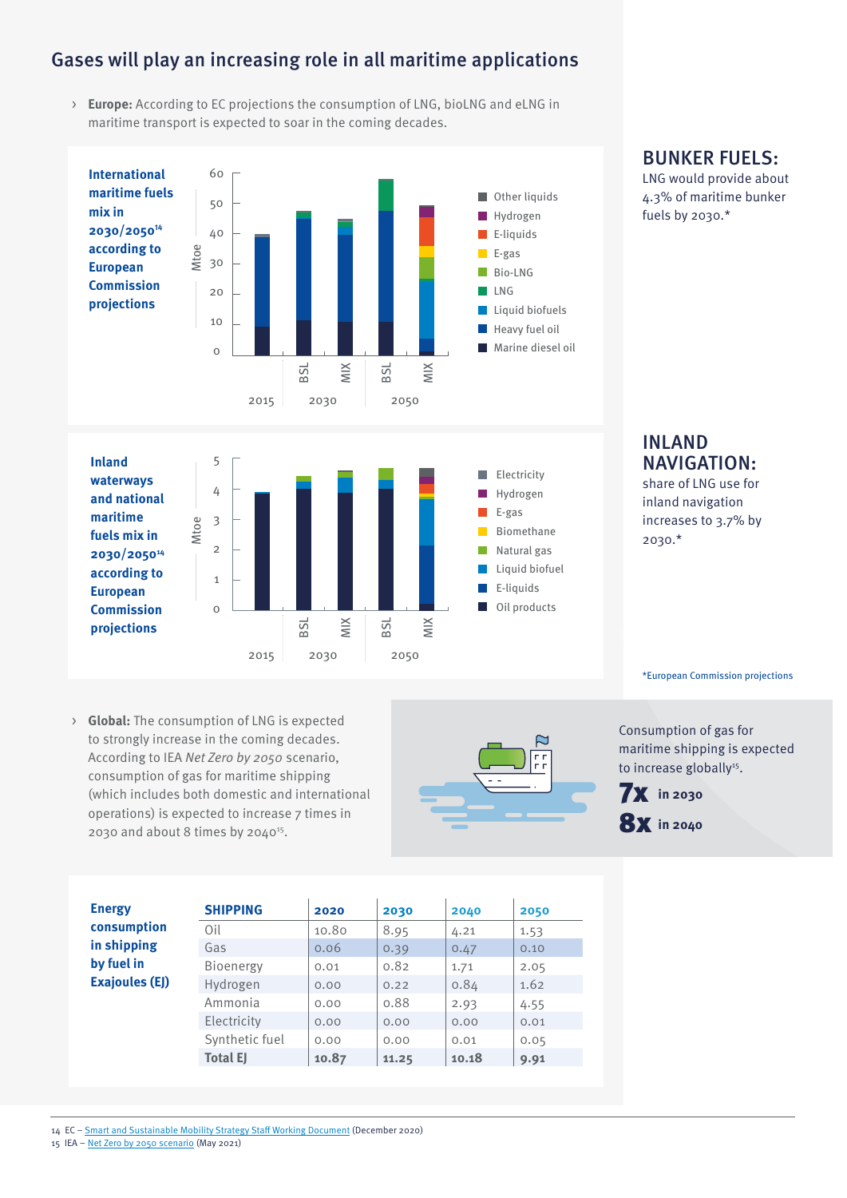## Gases will play an increasing role in all maritime applications

› **Europe:** According to EC projections the consumption of LNG, bioLNG and eLNG in maritime transport is expected to soar in the coming decades.

**International maritime fuels mix in 2030/2050[14] according to European Commission projections**

**BUNKER FUELS:**
LNG would provide about 4.3% of maritime bunker fuels by 2030.*

**Inland waterways and national maritime fuels mix in 2030/2050[14] according to European Commission projections**

**INLAND NAVIGATION:**
share of LNG use for inland navigation increases to 3.7% by 2030.*

*European Commission projections

› **Global:** The consumption of LNG is expected to strongly increase in the coming decades. According to IEA *Net Zero by 2050* scenario, consumption of gas for maritime shipping (which includes both domestic and international operations) is expected to increase 7 times in 2030 and about 8 times by 2040[15].

Consumption of gas for maritime shipping is expected to increase globally[15].

**7x** in 2030

**8x** in 2040

**Energy consumption in shipping by fuel in Exajoules (EJ)**

| SHIPPING | 2020 | 2030 | 2040 | 2050 |
|---|---|---|---|---|
| Oil | 10.80 | 8.95 | 4.21 | 1.53 |
| Gas | 0.06 | 0.39 | 0.47 | 0.10 |
| Bioenergy | 0.01 | 0.82 | 1.71 | 2.05 |
| Hydrogen | 0.00 | 0.22 | 0.84 | 1.62 |
| Ammonia | 0.00 | 0.88 | 2.93 | 4.55 |
| Electricity | 0.00 | 0.00 | 0.00 | 0.01 |
| Synthetic fuel | 0.00 | 0.00 | 0.01 | 0.05 |
| **Total EJ** | **10.87** | **11.25** | **10.18** | **9.91** |

14 EC – Smart and Sustainable Mobility Strategy Staff Working Document (December 2020)
15 IEA – Net Zero by 2050 scenario (May 2021)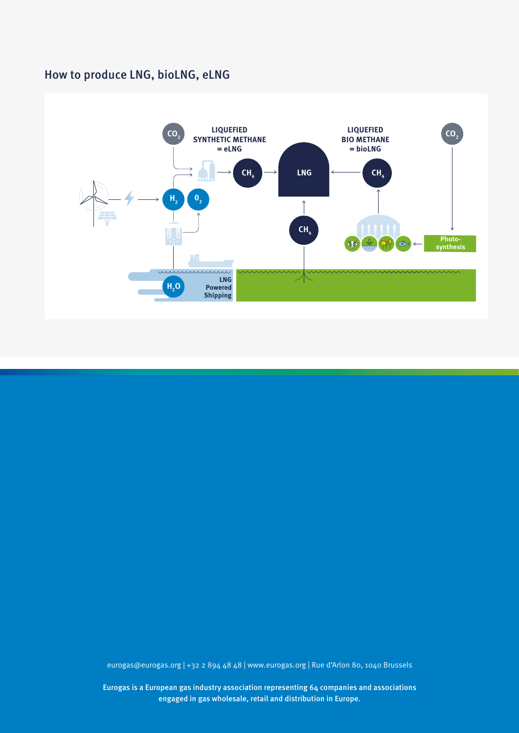## How to produce LNG, bioLNG, eLNG

$CO_2$

LIQUEFIED SYNTHETIC METHANE = eLNG

$CH_4$

LNG

LIQUEFIED BIO METHANE = bioLNG

$CH_4$

$CO_2$

$H_2$

$O_2$

$CH_4$

Photo-synthesis

$H_2O$

LNG Powered Shipping

eurogas@eurogas.org | +32 2 894 48 48 | www.eurogas.org | Rue d'Arlon 80, 1040 Brussels

**Eurogas is a European gas industry association representing 64 companies and associations engaged in gas wholesale, retail and distribution in Europe.**